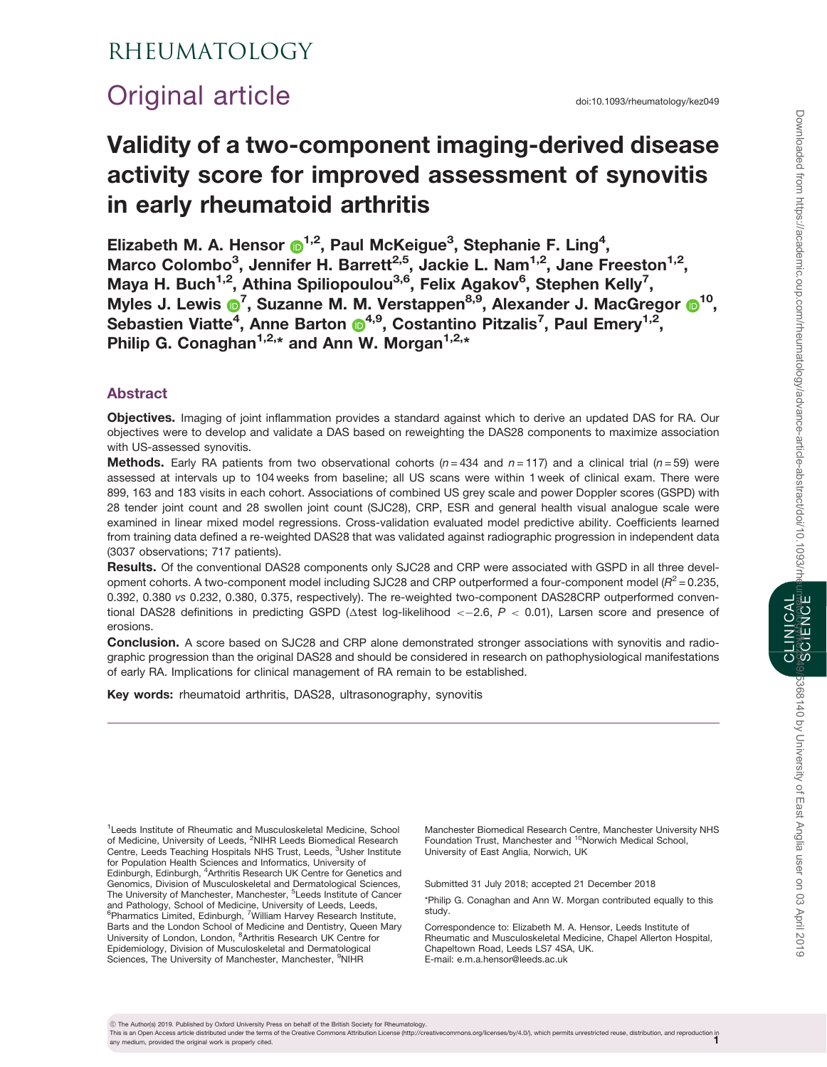RHEUMATOLOGY

# Original article

doi:10.1093/rheumatology/kez049

# Validity of a two-component imaging-derived disease activity score for improved assessment of synovitis in early rheumatoid arthritis

**Elizabeth M. A. Hensor[1,2], Paul McKeigue[3], Stephanie F. Ling[4], Marco Colombo[3], Jennifer H. Barrett[2,5], Jackie L. Nam[1,2], Jane Freeston[1,2], Maya H. Buch[1,2], Athina Spiliopoulou[3,6], Felix Agakov[6], Stephen Kelly[7], Myles J. Lewis[7], Suzanne M. M. Verstappen[8,9], Alexander J. MacGregor[10], Sebastien Viatte[4], Anne Barton[4,9], Costantino Pitzalis[7], Paul Emery[1,2], Philip G. Conaghan[1,2,*] and Ann W. Morgan[1,2,*]**

## Abstract

**Objectives.** Imaging of joint inflammation provides a standard against which to derive an updated DAS for RA. Our objectives were to develop and validate a DAS based on reweighting the DAS28 components to maximize association with US-assessed synovitis.

**Methods.** Early RA patients from two observational cohorts ($n = 434$ and $n = 117$) and a clinical trial ($n = 59$) were assessed at intervals up to 104 weeks from baseline; all US scans were within 1 week of clinical exam. There were 899, 163 and 183 visits in each cohort. Associations of combined US grey scale and power Doppler scores (GSPD) with 28 tender joint count and 28 swollen joint count (SJC28), CRP, ESR and general health visual analogue scale were examined in linear mixed model regressions. Cross-validation evaluated model predictive ability. Coefficients learned from training data defined a re-weighted DAS28 that was validated against radiographic progression in independent data (3037 observations; 717 patients).

**Results.** Of the conventional DAS28 components only SJC28 and CRP were associated with GSPD in all three development cohorts. A two-component model including SJC28 and CRP outperformed a four-component model ($R^2 = 0.235$, 0.392, 0.380 *vs* 0.232, 0.380, 0.375, respectively). The re-weighted two-component DAS28CRP outperformed conventional DAS28 definitions in predicting GSPD (Δtest log-likelihood $< -2.6$, $P < 0.01$), Larsen score and presence of erosions.

**Conclusion.** A score based on SJC28 and CRP alone demonstrated stronger associations with synovitis and radiographic progression than the original DAS28 and should be considered in research on pathophysiological manifestations of early RA. Implications for clinical management of RA remain to be established.

**Key words:** rheumatoid arthritis, DAS28, ultrasonography, synovitis

---

[1]Leeds Institute of Rheumatic and Musculoskeletal Medicine, School of Medicine, University of Leeds, [2]NIHR Leeds Biomedical Research Centre, Leeds Teaching Hospitals NHS Trust, Leeds, [3]Usher Institute for Population Health Sciences and Informatics, University of Edinburgh, Edinburgh, [4]Arthritis Research UK Centre for Genetics and Genomics, Division of Musculoskeletal and Dermatological Sciences, The University of Manchester, Manchester, [5]Leeds Institute of Cancer and Pathology, School of Medicine, University of Leeds, Leeds, [6]Pharmatics Limited, Edinburgh, [7]William Harvey Research Institute, Barts and the London School of Medicine and Dentistry, Queen Mary University of London, London, [8]Arthritis Research UK Centre for Epidemiology, Division of Musculoskeletal and Dermatological Sciences, The University of Manchester, Manchester, [9]NIHR Manchester Biomedical Research Centre, Manchester University NHS Foundation Trust, Manchester and [10]Norwich Medical School, University of East Anglia, Norwich, UK

Submitted 31 July 2018; accepted 21 December 2018

*Philip G. Conaghan and Ann W. Morgan contributed equally to this study.

Correspondence to: Elizabeth M. A. Hensor, Leeds Institute of Rheumatic and Musculoskeletal Medicine, Chapel Allerton Hospital, Chapeltown Road, Leeds LS7 4SA, UK.
E-mail: e.m.a.hensor@leeds.ac.uk

© The Author(s) 2019. Published by Oxford University Press on behalf of the British Society for Rheumatology.
This is an Open Access article distributed under the terms of the Creative Commons Attribution License (http://creativecommons.org/licenses/by/4.0/), which permits unrestricted reuse, distribution, and reproduction in any medium, provided the original work is properly cited.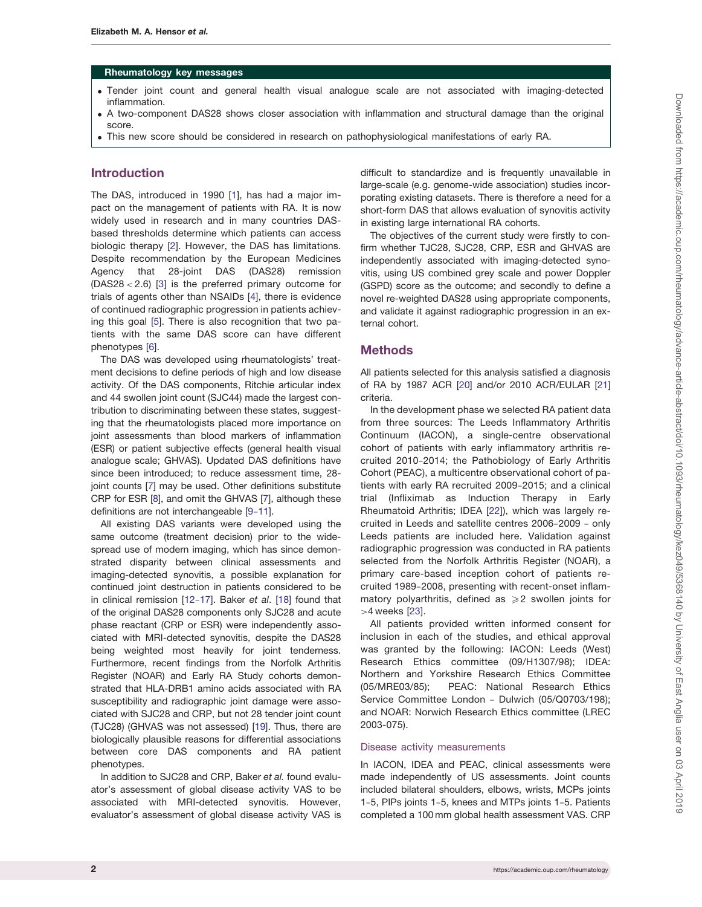**Rheumatology key messages**

- Tender joint count and general health visual analogue scale are not associated with imaging-detected inflammation.
- A two-component DAS28 shows closer association with inflammation and structural damage than the original score.
- This new score should be considered in research on pathophysiological manifestations of early RA.

## Introduction

The DAS, introduced in 1990 [1], has had a major impact on the management of patients with RA. It is now widely used in research and in many countries DAS-based thresholds determine which patients can access biologic therapy [2]. However, the DAS has limitations. Despite recommendation by the European Medicines Agency that 28-joint DAS (DAS28) remission (DAS28 < 2.6) [3] is the preferred primary outcome for trials of agents other than NSAIDs [4], there is evidence of continued radiographic progression in patients achieving this goal [5]. There is also recognition that two patients with the same DAS score can have different phenotypes [6].

The DAS was developed using rheumatologists' treatment decisions to define periods of high and low disease activity. Of the DAS components, Ritchie articular index and 44 swollen joint count (SJC44) made the largest contribution to discriminating between these states, suggesting that the rheumatologists placed more importance on joint assessments than blood markers of inflammation (ESR) or patient subjective effects (general health visual analogue scale; GHVAS). Updated DAS definitions have since been introduced; to reduce assessment time, 28-joint counts [7] may be used. Other definitions substitute CRP for ESR [8], and omit the GHVAS [7], although these definitions are not interchangeable [9–11].

All existing DAS variants were developed using the same outcome (treatment decision) prior to the widespread use of modern imaging, which has since demonstrated disparity between clinical assessments and imaging-detected synovitis, a possible explanation for continued joint destruction in patients considered to be in clinical remission [12–17]. Baker *et al*. [18] found that of the original DAS28 components only SJC28 and acute phase reactant (CRP or ESR) were independently associated with MRI-detected synovitis, despite the DAS28 being weighted most heavily for joint tenderness. Furthermore, recent findings from the Norfolk Arthritis Register (NOAR) and Early RA Study cohorts demonstrated that HLA-DRB1 amino acids associated with RA susceptibility and radiographic joint damage were associated with SJC28 and CRP, but not 28 tender joint count (TJC28) (GHVAS was not assessed) [19]. Thus, there are biologically plausible reasons for differential associations between core DAS components and RA patient phenotypes.

In addition to SJC28 and CRP, Baker *et al.* found evaluator's assessment of global disease activity VAS to be associated with MRI-detected synovitis. However, evaluator's assessment of global disease activity VAS is difficult to standardize and is frequently unavailable in large-scale (e.g. genome-wide association) studies incorporating existing datasets. There is therefore a need for a short-form DAS that allows evaluation of synovitis activity in existing large international RA cohorts.

The objectives of the current study were firstly to confirm whether TJC28, SJC28, CRP, ESR and GHVAS are independently associated with imaging-detected synovitis, using US combined grey scale and power Doppler (GSPD) score as the outcome; and secondly to define a novel re-weighted DAS28 using appropriate components, and validate it against radiographic progression in an external cohort.

## Methods

All patients selected for this analysis satisfied a diagnosis of RA by 1987 ACR [20] and/or 2010 ACR/EULAR [21] criteria.

In the development phase we selected RA patient data from three sources: The Leeds Inflammatory Arthritis Continuum (IACON), a single-centre observational cohort of patients with early inflammatory arthritis recruited 2010–2014; the Pathobiology of Early Arthritis Cohort (PEAC), a multicentre observational cohort of patients with early RA recruited 2009–2015; and a clinical trial (Infliximab as Induction Therapy in Early Rheumatoid Arthritis; IDEA [22]), which was largely recruited in Leeds and satellite centres 2006–2009 – only Leeds patients are included here. Validation against radiographic progression was conducted in RA patients selected from the Norfolk Arthritis Register (NOAR), a primary care-based inception cohort of patients recruited 1989–2008, presenting with recent-onset inflammatory polyarthritis, defined as $\geqslant 2$ swollen joints for >4 weeks [23].

All patients provided written informed consent for inclusion in each of the studies, and ethical approval was granted by the following: IACON: Leeds (West) Research Ethics committee (09/H1307/98); IDEA: Northern and Yorkshire Research Ethics Committee (05/MRE03/85); PEAC: National Research Ethics Service Committee London – Dulwich (05/Q0703/198); and NOAR: Norwich Research Ethics committee (LREC 2003-075).

### Disease activity measurements

In IACON, IDEA and PEAC, clinical assessments were made independently of US assessments. Joint counts included bilateral shoulders, elbows, wrists, MCPs joints 1–5, PIPs joints 1–5, knees and MTPs joints 1–5. Patients completed a 100 mm global health assessment VAS. CRP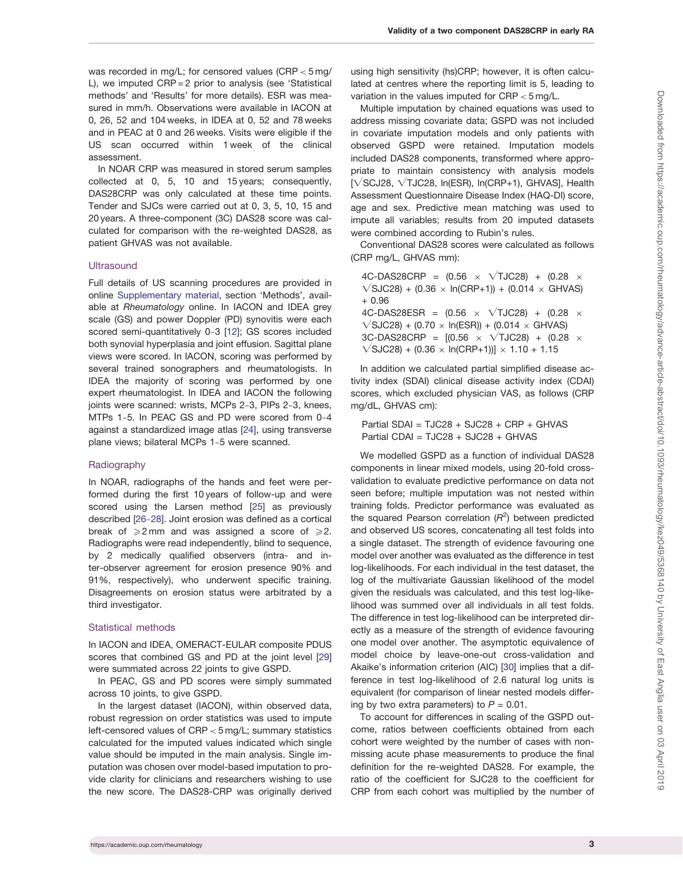was recorded in mg/L; for censored values (CRP < 5 mg/L), we imputed CRP = 2 prior to analysis (see 'Statistical methods' and 'Results' for more details). ESR was measured in mm/h. Observations were available in IACON at 0, 26, 52 and 104 weeks, in IDEA at 0, 52 and 78 weeks and in PEAC at 0 and 26 weeks. Visits were eligible if the US scan occurred within 1 week of the clinical assessment.

In NOAR CRP was measured in stored serum samples collected at 0, 5, 10 and 15 years; consequently, DAS28CRP was only calculated at these time points. Tender and SJCs were carried out at 0, 3, 5, 10, 15 and 20 years. A three-component (3C) DAS28 score was calculated for comparison with the re-weighted DAS28, as patient GHVAS was not available.

### Ultrasound

Full details of US scanning procedures are provided in online Supplementary material, section 'Methods', available at *Rheumatology* online. In IACON and IDEA grey scale (GS) and power Doppler (PD) synovitis were each scored semi-quantitatively 0–3 [12]; GS scores included both synovial hyperplasia and joint effusion. Sagittal plane views were scored. In IACON, scoring was performed by several trained sonographers and rheumatologists. In IDEA the majority of scoring was performed by one expert rheumatologist. In IDEA and IACON the following joints were scanned: wrists, MCPs 2–3, PIPs 2–3, knees, MTPs 1–5. In PEAC GS and PD were scored from 0–4 against a standardized image atlas [24], using transverse plane views; bilateral MCPs 1–5 were scanned.

### Radiography

In NOAR, radiographs of the hands and feet were performed during the first 10 years of follow-up and were scored using the Larsen method [25] as previously described [26–28]. Joint erosion was defined as a cortical break of $\geq$2 mm and was assigned a score of $\geq$2. Radiographs were read independently, blind to sequence, by 2 medically qualified observers (intra- and inter-observer agreement for erosion presence 90% and 91%, respectively), who underwent specific training. Disagreements on erosion status were arbitrated by a third investigator.

### Statistical methods

In IACON and IDEA, OMERACT-EULAR composite PDUS scores that combined GS and PD at the joint level [29] were summated across 22 joints to give GSPD.

In PEAC, GS and PD scores were simply summated across 10 joints, to give GSPD.

In the largest dataset (IACON), within observed data, robust regression on order statistics was used to impute left-censored values of CRP < 5 mg/L; summary statistics calculated for the imputed values indicated which single value should be imputed in the main analysis. Single imputation was chosen over model-based imputation to provide clarity for clinicians and researchers wishing to use the new score. The DAS28-CRP was originally derived using high sensitivity (hs)CRP; however, it is often calculated at centres where the reporting limit is 5, leading to variation in the values imputed for CRP < 5 mg/L.

Multiple imputation by chained equations was used to address missing covariate data; GSPD was not included in covariate imputation models and only patients with observed GSPD were retained. Imputation models included DAS28 components, transformed where appropriate to maintain consistency with analysis models [$\sqrt{\text{SCJ28}}$, $\sqrt{\text{TJC28}}$, ln(ESR), ln(CRP+1), GHVAS], Health Assessment Questionnaire Disease Index (HAQ-DI) score, age and sex. Predictive mean matching was used to impute all variables; results from 20 imputed datasets were combined according to Rubin's rules.

Conventional DAS28 scores were calculated as follows (CRP mg/L, GHVAS mm):

$$\text{4C-DAS28CRP} = (0.56 \times \sqrt{\text{TJC28}}) + (0.28 \times \sqrt{\text{SJC28}}) + (0.36 \times \ln(\text{CRP}+1)) + (0.014 \times \text{GHVAS}) + 0.96$$

$$\text{4C-DAS28ESR} = (0.56 \times \sqrt{\text{TJC28}}) + (0.28 \times \sqrt{\text{SJC28}}) + (0.70 \times \ln(\text{ESR})) + (0.014 \times \text{GHVAS})$$

$$\text{3C-DAS28CRP} = [(0.56 \times \sqrt{\text{TJC28}}) + (0.28 \times \sqrt{\text{SJC28}}) + (0.36 \times \ln(\text{CRP}+1))] \times 1.10 + 1.15$$

In addition we calculated partial simplified disease activity index (SDAI) clinical disease activity index (CDAI) scores, which excluded physician VAS, as follows (CRP mg/dL, GHVAS cm):

$$\text{Partial SDAI} = \text{TJC28} + \text{SJC28} + \text{CRP} + \text{GHVAS}$$

$$\text{Partial CDAI} = \text{TJC28} + \text{SJC28} + \text{GHVAS}$$

We modelled GSPD as a function of individual DAS28 components in linear mixed models, using 20-fold cross-validation to evaluate predictive performance on data not seen before; multiple imputation was not nested within training folds. Predictor performance was evaluated as the squared Pearson correlation ($R^2$) between predicted and observed US scores, concatenating all test folds into a single dataset. The strength of evidence favouring one model over another was evaluated as the difference in test log-likelihoods. For each individual in the test dataset, the log of the multivariate Gaussian likelihood of the model given the residuals was calculated, and this test log-likelihood was summed over all individuals in all test folds. The difference in test log-likelihood can be interpreted directly as a measure of the strength of evidence favouring one model over another. The asymptotic equivalence of model choice by leave-one-out cross-validation and Akaike's information criterion (AIC) [30] implies that a difference in test log-likelihood of 2.6 natural log units is equivalent (for comparison of linear nested models differing by two extra parameters) to $P = 0.01$.

To account for differences in scaling of the GSPD outcome, ratios between coefficients obtained from each cohort were weighted by the number of cases with non-missing acute phase measurements to produce the final definition for the re-weighted DAS28. For example, the ratio of the coefficient for SJC28 to the coefficient for CRP from each cohort was multiplied by the number of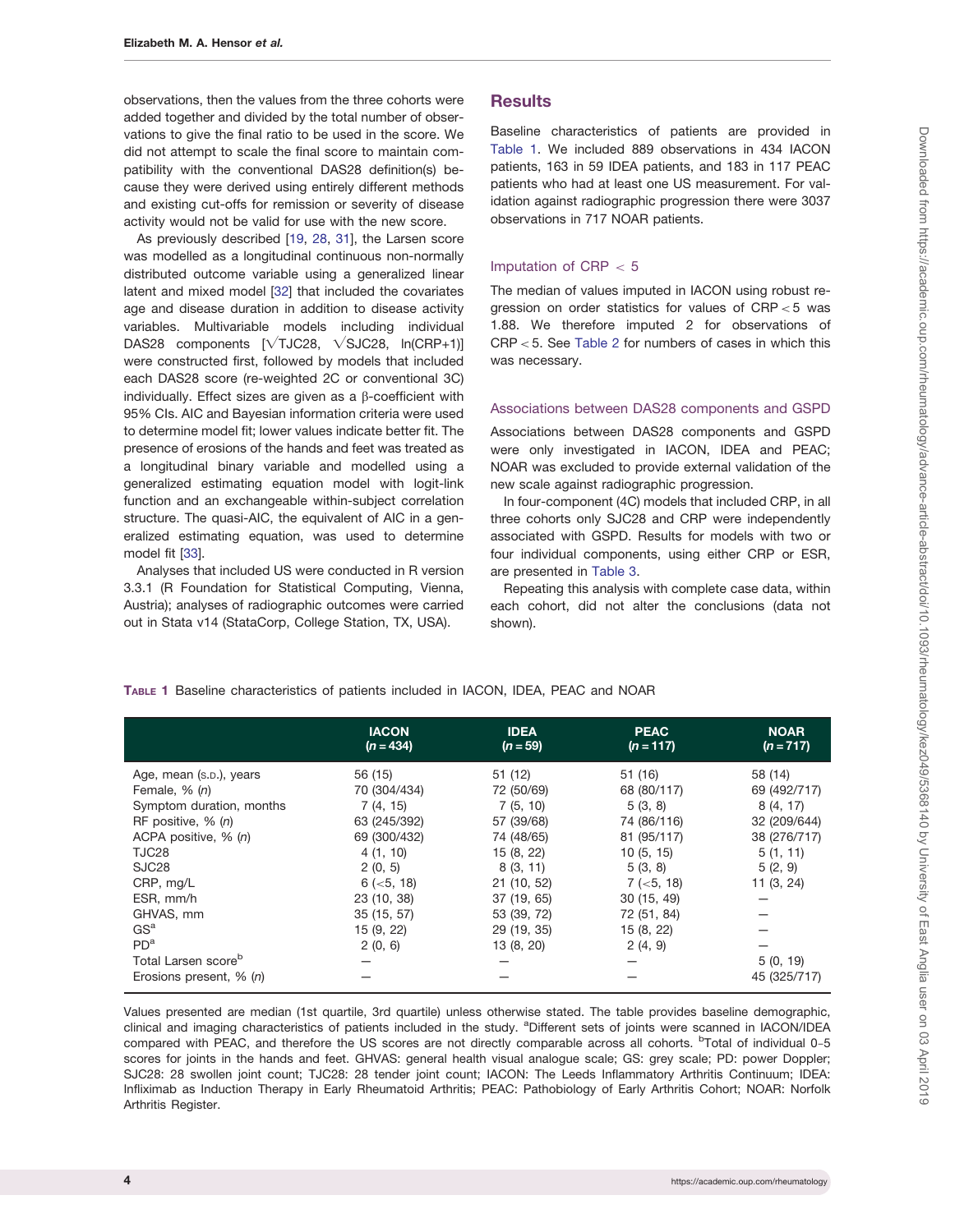observations, then the values from the three cohorts were added together and divided by the total number of observations to give the final ratio to be used in the score. We did not attempt to scale the final score to maintain compatibility with the conventional DAS28 definition(s) because they were derived using entirely different methods and existing cut-offs for remission or severity of disease activity would not be valid for use with the new score.

As previously described [19, 28, 31], the Larsen score was modelled as a longitudinal continuous non-normally distributed outcome variable using a generalized linear latent and mixed model [32] that included the covariates age and disease duration in addition to disease activity variables. Multivariable models including individual DAS28 components [√TJC28, √SJC28, ln(CRP+1)] were constructed first, followed by models that included each DAS28 score (re-weighted 2C or conventional 3C) individually. Effect sizes are given as a β-coefficient with 95% CIs. AIC and Bayesian information criteria were used to determine model fit; lower values indicate better fit. The presence of erosions of the hands and feet was treated as a longitudinal binary variable and modelled using a generalized estimating equation model with logit-link function and an exchangeable within-subject correlation structure. The quasi-AIC, the equivalent of AIC in a generalized estimating equation, was used to determine model fit [33].

Analyses that included US were conducted in R version 3.3.1 (R Foundation for Statistical Computing, Vienna, Austria); analyses of radiographic outcomes were carried out in Stata v14 (StataCorp, College Station, TX, USA).

## Results

Baseline characteristics of patients are provided in Table 1. We included 889 observations in 434 IACON patients, 163 in 59 IDEA patients, and 183 in 117 PEAC patients who had at least one US measurement. For validation against radiographic progression there were 3037 observations in 717 NOAR patients.

### Imputation of CRP < 5

The median of values imputed in IACON using robust regression on order statistics for values of CRP < 5 was 1.88. We therefore imputed 2 for observations of CRP < 5. See Table 2 for numbers of cases in which this was necessary.

### Associations between DAS28 components and GSPD

Associations between DAS28 components and GSPD were only investigated in IACON, IDEA and PEAC; NOAR was excluded to provide external validation of the new scale against radiographic progression.

In four-component (4C) models that included CRP, in all three cohorts only SJC28 and CRP were independently associated with GSPD. Results for models with two or four individual components, using either CRP or ESR, are presented in Table 3.

Repeating this analysis with complete case data, within each cohort, did not alter the conclusions (data not shown).

**Table 1** Baseline characteristics of patients included in IACON, IDEA, PEAC and NOAR

| | IACON (*n* = 434) | IDEA (*n* = 59) | PEAC (*n* = 117) | NOAR (*n* = 717) |
|---|---|---|---|---|
| Age, mean (s.d.), years | 56 (15) | 51 (12) | 51 (16) | 58 (14) |
| Female, % (*n*) | 70 (304/434) | 72 (50/69) | 68 (80/117) | 69 (492/717) |
| Symptom duration, months | 7 (4, 15) | 7 (5, 10) | 5 (3, 8) | 8 (4, 17) |
| RF positive, % (*n*) | 63 (245/392) | 57 (39/68) | 74 (86/116) | 32 (209/644) |
| ACPA positive, % (*n*) | 69 (300/432) | 74 (48/65) | 81 (95/117) | 38 (276/717) |
| TJC28 | 4 (1, 10) | 15 (8, 22) | 10 (5, 15) | 5 (1, 11) |
| SJC28 | 2 (0, 5) | 8 (3, 11) | 5 (3, 8) | 5 (2, 9) |
| CRP, mg/L | 6 (<5, 18) | 21 (10, 52) | 7 (<5, 18) | 11 (3, 24) |
| ESR, mm/h | 23 (10, 38) | 37 (19, 65) | 30 (15, 49) | — |
| GHVAS, mm | 35 (15, 57) | 53 (39, 72) | 72 (51, 84) | — |
| GS[a] | 15 (9, 22) | 29 (19, 35) | 15 (8, 22) | — |
| PD[a] | 2 (0, 6) | 13 (8, 20) | 2 (4, 9) | — |
| Total Larsen score[b] | — | — | — | 5 (0, 19) |
| Erosions present, % (*n*) | — | — | — | 45 (325/717) |

Values presented are median (1st quartile, 3rd quartile) unless otherwise stated. The table provides baseline demographic, clinical and imaging characteristics of patients included in the study. [a]Different sets of joints were scanned in IACON/IDEA compared with PEAC, and therefore the US scores are not directly comparable across all cohorts. [b]Total of individual 0–5 scores for joints in the hands and feet. GHVAS: general health visual analogue scale; GS: grey scale; PD: power Doppler; SJC28: 28 swollen joint count; TJC28: 28 tender joint count; IACON: The Leeds Inflammatory Arthritis Continuum; IDEA: Infliximab as Induction Therapy in Early Rheumatoid Arthritis; PEAC: Pathobiology of Early Arthritis Cohort; NOAR: Norfolk Arthritis Register.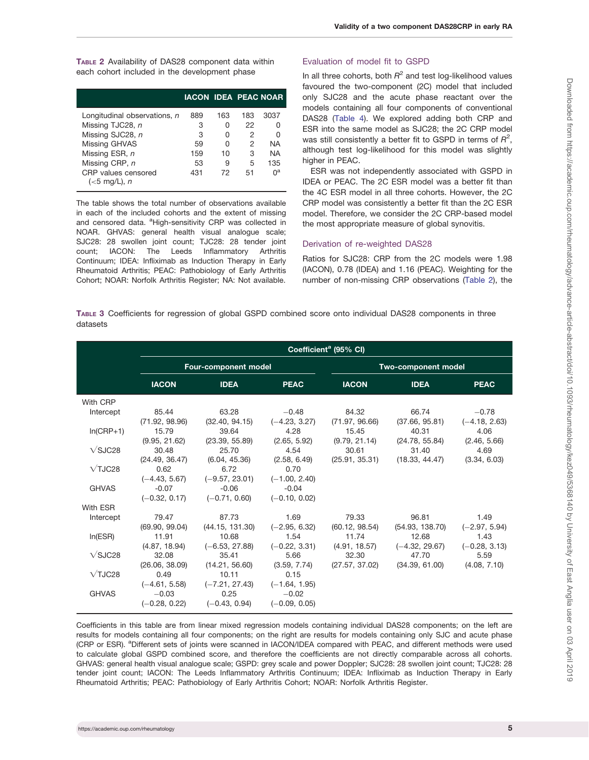**TABLE 2** Availability of DAS28 component data within each cohort included in the development phase

| | IACON | IDEA | PEAC | NOAR |
|---|---|---|---|---|
| Longitudinal observations, *n* | 889 | 163 | 183 | 3037 |
| Missing TJC28, *n* | 3 | 0 | 22 | 0 |
| Missing SJC28, *n* | 3 | 0 | 2 | 0 |
| Missing GHVAS | 59 | 0 | 2 | NA |
| Missing ESR, *n* | 159 | 10 | 3 | NA |
| Missing CRP, *n* | 53 | 9 | 5 | 135 |
| CRP values censored (<5 mg/L), *n* | 431 | 72 | 51 | 0[a] |

The table shows the total number of observations available in each of the included cohorts and the extent of missing and censored data. [a]High-sensitivity CRP was collected in NOAR. GHVAS: general health visual analogue scale; SJC28: 28 swollen joint count; TJC28: 28 tender joint count; IACON: The Leeds Inflammatory Arthritis Continuum; IDEA: Infliximab as Induction Therapy in Early Rheumatoid Arthritis; PEAC: Pathobiology of Early Arthritis Cohort; NOAR: Norfolk Arthritis Register; NA: Not available.

### Evaluation of model fit to GSPD

In all three cohorts, both $R^2$ and test log-likelihood values favoured the two-component (2C) model that included only SJC28 and the acute phase reactant over the models containing all four components of conventional DAS28 (Table 4). We explored adding both CRP and ESR into the same model as SJC28; the 2C CRP model was still consistently a better fit to GSPD in terms of $R^2$, although test log-likelihood for this model was slightly higher in PEAC.

ESR was not independently associated with GSPD in IDEA or PEAC. The 2C ESR model was a better fit than the 4C ESR model in all three cohorts. However, the 2C CRP model was consistently a better fit than the 2C ESR model. Therefore, we consider the 2C CRP-based model the most appropriate measure of global synovitis.

### Derivation of re-weighted DAS28

Ratios for SJC28: CRP from the 2C models were 1.98 (IACON), 0.78 (IDEA) and 1.16 (PEAC). Weighting for the number of non-missing CRP observations (Table 2), the

**TABLE 3** Coefficients for regression of global GSPD combined score onto individual DAS28 components in three datasets

| | Coefficient[a] (95% CI) | | | | | |
|---|---|---|---|---|---|---|
| | Four-component model | | | Two-component model | | |
| | IACON | IDEA | PEAC | IACON | IDEA | PEAC |
| With CRP | | | | | | |
| Intercept | 85.44 (71.92, 98.96) | 63.28 (32.40, 94.15) | −0.48 (−4.23, 3.27) | 84.32 (71.97, 96.66) | 66.74 (37.66, 95.81) | −0.78 (−4.18, 2.63) |
| ln(CRP+1) | 15.79 (9.95, 21.62) | 39.64 (23.39, 55.89) | 4.28 (2.65, 5.92) | 15.45 (9.79, 21.14) | 40.31 (24.78, 55.84) | 4.06 (2.46, 5.66) |
| √SJC28 | 30.48 (24.49, 36.47) | 25.70 (6.04, 45.36) | 4.54 (2.58, 6.49) | 30.61 (25.91, 35.31) | 31.40 (18.33, 44.47) | 4.69 (3.34, 6.03) |
| √TJC28 | 0.62 (−4.43, 5.67) | 6.72 (−9.57, 23.01) | 0.70 (−1.00, 2.40) | | | |
| GHVAS | -0.07 (−0.32, 0.17) | -0.06 (−0.71, 0.60) | -0.04 (−0.10, 0.02) | | | |
| With ESR | | | | | | |
| Intercept | 79.47 (69.90, 99.04) | 87.73 (44.15, 131.30) | 1.69 (−2.95, 6.32) | 79.33 (60.12, 98.54) | 96.81 (54.93, 138.70) | 1.49 (−2.97, 5.94) |
| ln(ESR) | 11.91 (4.87, 18.94) | 10.68 (−6.53, 27.88) | 1.54 (−0.22, 3.31) | 11.74 (4.91, 18.57) | 12.68 (−4.32, 29.67) | 1.43 (−0.28, 3.13) |
| √SJC28 | 32.08 (26.06, 38.09) | 35.41 (14.21, 56.60) | 5.66 (3.59, 7.74) | 32.30 (27.57, 37.02) | 47.70 (34.39, 61.00) | 5.59 (4.08, 7.10) |
| √TJC28 | 0.49 (−4.61, 5.58) | 10.11 (−7.21, 27.43) | 0.15 (−1.64, 1.95) | | | |
| GHVAS | −0.03 (−0.28, 0.22) | 0.25 (−0.43, 0.94) | −0.02 (−0.09, 0.05) | | | |

Coefficients in this table are from linear mixed regression models containing individual DAS28 components; on the left are results for models containing all four components; on the right are results for models containing only SJC and acute phase (CRP or ESR). [a]Different sets of joints were scanned in IACON/IDEA compared with PEAC, and different methods were used to calculate global GSPD combined score, and therefore the coefficients are not directly comparable across all cohorts. GHVAS: general health visual analogue scale; GSPD: grey scale and power Doppler; SJC28: 28 swollen joint count; TJC28: 28 tender joint count; IACON: The Leeds Inflammatory Arthritis Continuum; IDEA: Infliximab as Induction Therapy in Early Rheumatoid Arthritis; PEAC: Pathobiology of Early Arthritis Cohort; NOAR: Norfolk Arthritis Register.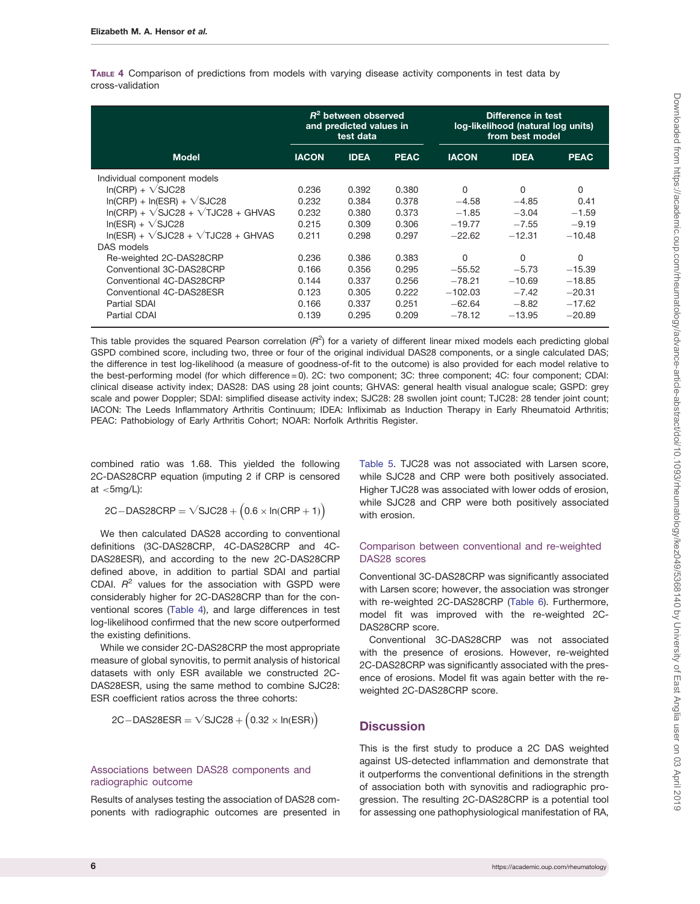**Table 4** Comparison of predictions from models with varying disease activity components in test data by cross-validation

| Model | $R^2$ between observed and predicted values in test data | | | Difference in test log-likelihood (natural log units) from best model | | |
|---|---|---|---|---|---|---|
| | IACON | IDEA | PEAC | IACON | IDEA | PEAC |
| Individual component models | | | | | | |
| ln(CRP) + √SJC28 | 0.236 | 0.392 | 0.380 | 0 | 0 | 0 |
| ln(CRP) + ln(ESR) + √SJC28 | 0.232 | 0.384 | 0.378 | −4.58 | −4.85 | 0.41 |
| ln(CRP) + √SJC28 + √TJC28 + GHVAS | 0.232 | 0.380 | 0.373 | −1.85 | −3.04 | −1.59 |
| ln(ESR) + √SJC28 | 0.215 | 0.309 | 0.306 | −19.77 | −7.55 | −9.19 |
| ln(ESR) + √SJC28 + √TJC28 + GHVAS | 0.211 | 0.298 | 0.297 | −22.62 | −12.31 | −10.48 |
| DAS models | | | | | | |
| Re-weighted 2C-DAS28CRP | 0.236 | 0.386 | 0.383 | 0 | 0 | 0 |
| Conventional 3C-DAS28CRP | 0.166 | 0.356 | 0.295 | −55.52 | −5.73 | −15.39 |
| Conventional 4C-DAS28CRP | 0.144 | 0.337 | 0.256 | −78.21 | −10.69 | −18.85 |
| Conventional 4C-DAS28ESR | 0.123 | 0.305 | 0.222 | −102.03 | −7.42 | −20.31 |
| Partial SDAI | 0.166 | 0.337 | 0.251 | −62.64 | −8.82 | −17.62 |
| Partial CDAI | 0.139 | 0.295 | 0.209 | −78.12 | −13.95 | −20.89 |

This table provides the squared Pearson correlation ($R^2$) for a variety of different linear mixed models each predicting global GSPD combined score, including two, three or four of the original individual DAS28 components, or a single calculated DAS; the difference in test log-likelihood (a measure of goodness-of-fit to the outcome) is also provided for each model relative to the best-performing model (for which difference = 0). 2C: two component; 3C: three component; 4C: four component; CDAI: clinical disease activity index; DAS28: DAS using 28 joint counts; GHVAS: general health visual analogue scale; GSPD: grey scale and power Doppler; SDAI: simplified disease activity index; SJC28: 28 swollen joint count; TJC28: 28 tender joint count; IACON: The Leeds Inflammatory Arthritis Continuum; IDEA: Infliximab as Induction Therapy in Early Rheumatoid Arthritis; PEAC: Pathobiology of Early Arthritis Cohort; NOAR: Norfolk Arthritis Register.

combined ratio was 1.68. This yielded the following 2C-DAS28CRP equation (imputing 2 if CRP is censored at <5mg/L):

$$2C-DAS28CRP = \sqrt{SJC28} + \left(0.6 \times \ln(CRP + 1)\right)$$

We then calculated DAS28 according to conventional definitions (3C-DAS28CRP, 4C-DAS28CRP and 4C-DAS28ESR), and according to the new 2C-DAS28CRP defined above, in addition to partial SDAI and partial CDAI. $R^2$ values for the association with GSPD were considerably higher for 2C-DAS28CRP than for the conventional scores (Table 4), and large differences in test log-likelihood confirmed that the new score outperformed the existing definitions.

While we consider 2C-DAS28CRP the most appropriate measure of global synovitis, to permit analysis of historical datasets with only ESR available we constructed 2C-DAS28ESR, using the same method to combine SJC28: ESR coefficient ratios across the three cohorts:

$$2C-DAS28ESR = \sqrt{SJC28} + \left(0.32 \times \ln(ESR)\right)$$

### Associations between DAS28 components and radiographic outcome

Results of analyses testing the association of DAS28 components with radiographic outcomes are presented in Table 5. TJC28 was not associated with Larsen score, while SJC28 and CRP were both positively associated. Higher TJC28 was associated with lower odds of erosion, while SJC28 and CRP were both positively associated with erosion.

### Comparison between conventional and re-weighted DAS28 scores

Conventional 3C-DAS28CRP was significantly associated with Larsen score; however, the association was stronger with re-weighted 2C-DAS28CRP (Table 6). Furthermore, model fit was improved with the re-weighted 2C-DAS28CRP score.

Conventional 3C-DAS28CRP was not associated with the presence of erosions. However, re-weighted 2C-DAS28CRP was significantly associated with the presence of erosions. Model fit was again better with the re-weighted 2C-DAS28CRP score.

## Discussion

This is the first study to produce a 2C DAS weighted against US-detected inflammation and demonstrate that it outperforms the conventional definitions in the strength of association both with synovitis and radiographic progression. The resulting 2C-DAS28CRP is a potential tool for assessing one pathophysiological manifestation of RA,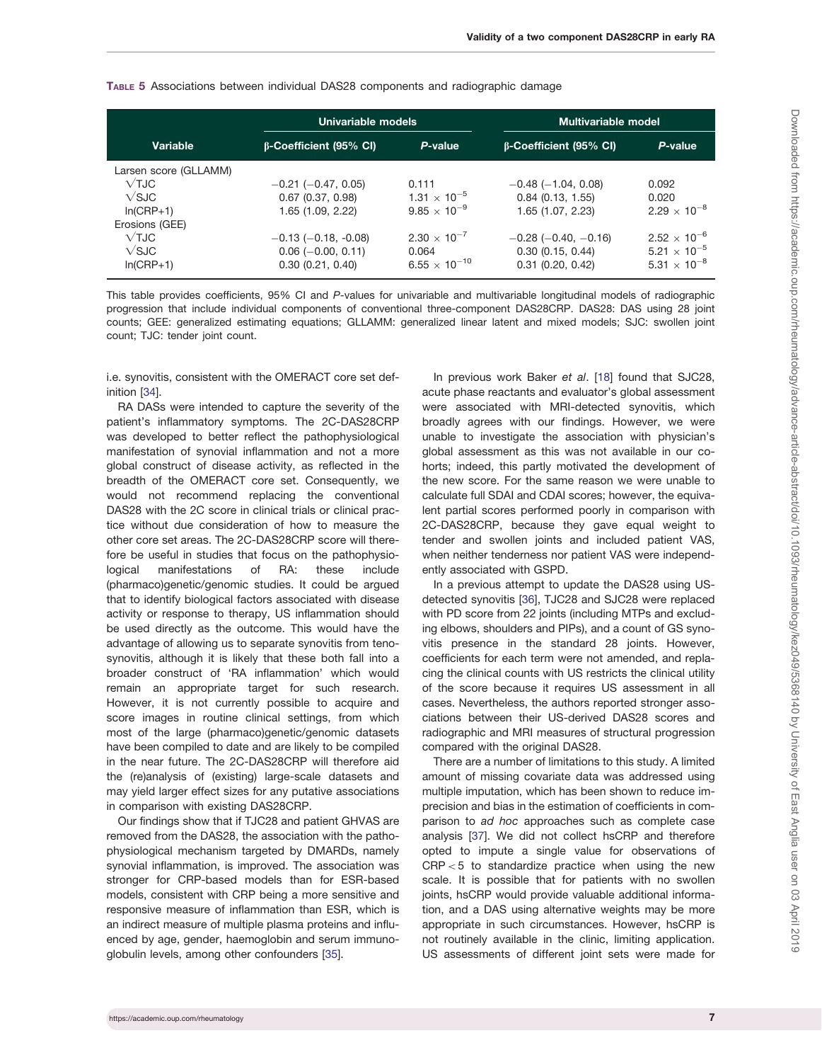**TABLE 5** Associations between individual DAS28 components and radiographic damage

| Variable | Univariable models | | Multivariable model | |
|---|---|---|---|---|
| | β-Coefficient (95% CI) | *P*-value | β-Coefficient (95% CI) | *P*-value |
| Larsen score (GLLAMM) | | | | |
| √TJC | −0.21 (−0.47, 0.05) | 0.111 | −0.48 (−1.04, 0.08) | 0.092 |
| √SJC | 0.67 (0.37, 0.98) | $1.31 \times 10^{-5}$ | 0.84 (0.13, 1.55) | 0.020 |
| ln(CRP+1) | 1.65 (1.09, 2.22) | $9.85 \times 10^{-9}$ | 1.65 (1.07, 2.23) | $2.29 \times 10^{-8}$ |
| Erosions (GEE) | | | | |
| √TJC | −0.13 (−0.18, -0.08) | $2.30 \times 10^{-7}$ | −0.28 (−0.40, −0.16) | $2.52 \times 10^{-6}$ |
| √SJC | 0.06 (−0.00, 0.11) | 0.064 | 0.30 (0.15, 0.44) | $5.21 \times 10^{-5}$ |
| ln(CRP+1) | 0.30 (0.21, 0.40) | $6.55 \times 10^{-10}$ | 0.31 (0.20, 0.42) | $5.31 \times 10^{-8}$ |

This table provides coefficients, 95% CI and *P*-values for univariable and multivariable longitudinal models of radiographic progression that include individual components of conventional three-component DAS28CRP. DAS28: DAS using 28 joint counts; GEE: generalized estimating equations; GLLAMM: generalized linear latent and mixed models; SJC: swollen joint count; TJC: tender joint count.

i.e. synovitis, consistent with the OMERACT core set definition [34].

RA DASs were intended to capture the severity of the patient's inflammatory symptoms. The 2C-DAS28CRP was developed to better reflect the pathophysiological manifestation of synovial inflammation and not a more global construct of disease activity, as reflected in the breadth of the OMERACT core set. Consequently, we would not recommend replacing the conventional DAS28 with the 2C score in clinical trials or clinical practice without due consideration of how to measure the other core set areas. The 2C-DAS28CRP score will therefore be useful in studies that focus on the pathophysiological manifestations of RA: these include (pharmaco)genetic/genomic studies. It could be argued that to identify biological factors associated with disease activity or response to therapy, US inflammation should be used directly as the outcome. This would have the advantage of allowing us to separate synovitis from tenosynovitis, although it is likely that these both fall into a broader construct of 'RA inflammation' which would remain an appropriate target for such research. However, it is not currently possible to acquire and score images in routine clinical settings, from which most of the large (pharmaco)genetic/genomic datasets have been compiled to date and are likely to be compiled in the near future. The 2C-DAS28CRP will therefore aid the (re)analysis of (existing) large-scale datasets and may yield larger effect sizes for any putative associations in comparison with existing DAS28CRP.

Our findings show that if TJC28 and patient GHVAS are removed from the DAS28, the association with the pathophysiological mechanism targeted by DMARDs, namely synovial inflammation, is improved. The association was stronger for CRP-based models than for ESR-based models, consistent with CRP being a more sensitive and responsive measure of inflammation than ESR, which is an indirect measure of multiple plasma proteins and influenced by age, gender, haemoglobin and serum immunoglobulin levels, among other confounders [35].

In previous work Baker *et al*. [18] found that SJC28, acute phase reactants and evaluator's global assessment were associated with MRI-detected synovitis, which broadly agrees with our findings. However, we were unable to investigate the association with physician's global assessment as this was not available in our cohorts; indeed, this partly motivated the development of the new score. For the same reason we were unable to calculate full SDAI and CDAI scores; however, the equivalent partial scores performed poorly in comparison with 2C-DAS28CRP, because they gave equal weight to tender and swollen joints and included patient VAS, when neither tenderness nor patient VAS were independently associated with GSPD.

In a previous attempt to update the DAS28 using US-detected synovitis [36], TJC28 and SJC28 were replaced with PD score from 22 joints (including MTPs and excluding elbows, shoulders and PIPs), and a count of GS synovitis presence in the standard 28 joints. However, coefficients for each term were not amended, and replacing the clinical counts with US restricts the clinical utility of the score because it requires US assessment in all cases. Nevertheless, the authors reported stronger associations between their US-derived DAS28 scores and radiographic and MRI measures of structural progression compared with the original DAS28.

There are a number of limitations to this study. A limited amount of missing covariate data was addressed using multiple imputation, which has been shown to reduce imprecision and bias in the estimation of coefficients in comparison to *ad hoc* approaches such as complete case analysis [37]. We did not collect hsCRP and therefore opted to impute a single value for observations of CRP < 5 to standardize practice when using the new scale. It is possible that for patients with no swollen joints, hsCRP would provide valuable additional information, and a DAS using alternative weights may be more appropriate in such circumstances. However, hsCRP is not routinely available in the clinic, limiting application. US assessments of different joint sets were made for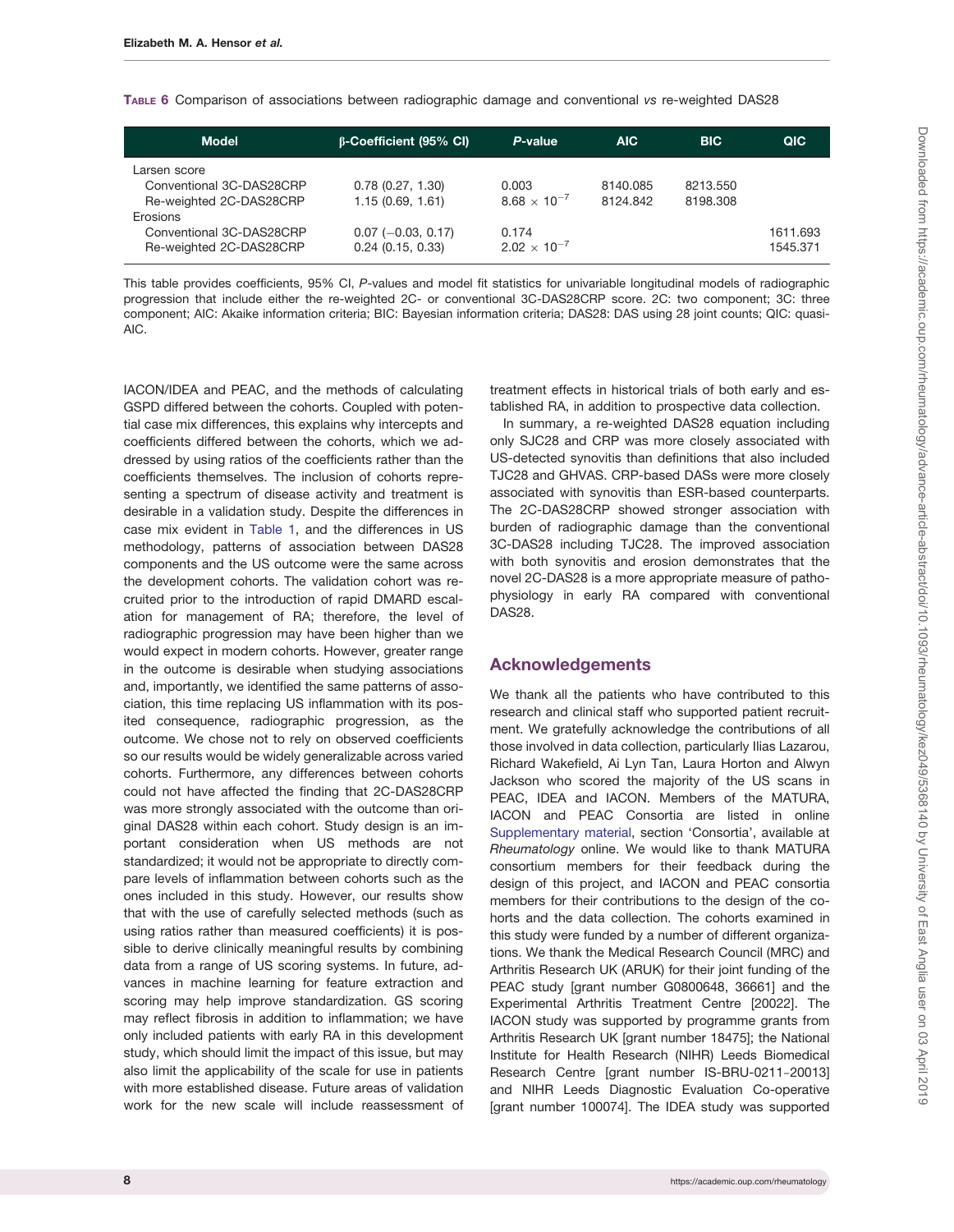**Table 6** Comparison of associations between radiographic damage and conventional *vs* re-weighted DAS28

| Model | β-Coefficient (95% CI) | *P*-value | AIC | BIC | QIC |
|---|---|---|---|---|---|
| Larsen score | | | | | |
| Conventional 3C-DAS28CRP | 0.78 (0.27, 1.30) | 0.003 | 8140.085 | 8213.550 | |
| Re-weighted 2C-DAS28CRP | 1.15 (0.69, 1.61) | $8.68 \times 10^{-7}$ | 8124.842 | 8198.308 | |
| Erosions | | | | | |
| Conventional 3C-DAS28CRP | 0.07 (−0.03, 0.17) | 0.174 | | | 1611.693 |
| Re-weighted 2C-DAS28CRP | 0.24 (0.15, 0.33) | $2.02 \times 10^{-7}$ | | | 1545.371 |

This table provides coefficients, 95% CI, *P*-values and model fit statistics for univariable longitudinal models of radiographic progression that include either the re-weighted 2C- or conventional 3C-DAS28CRP score. 2C: two component; 3C: three component; AIC: Akaike information criteria; BIC: Bayesian information criteria; DAS28: DAS using 28 joint counts; QIC: quasi-AIC.

IACON/IDEA and PEAC, and the methods of calculating GSPD differed between the cohorts. Coupled with potential case mix differences, this explains why intercepts and coefficients differed between the cohorts, which we addressed by using ratios of the coefficients rather than the coefficients themselves. The inclusion of cohorts representing a spectrum of disease activity and treatment is desirable in a validation study. Despite the differences in case mix evident in Table 1, and the differences in US methodology, patterns of association between DAS28 components and the US outcome were the same across the development cohorts. The validation cohort was recruited prior to the introduction of rapid DMARD escalation for management of RA; therefore, the level of radiographic progression may have been higher than we would expect in modern cohorts. However, greater range in the outcome is desirable when studying associations and, importantly, we identified the same patterns of association, this time replacing US inflammation with its posited consequence, radiographic progression, as the outcome. We chose not to rely on observed coefficients so our results would be widely generalizable across varied cohorts. Furthermore, any differences between cohorts could not have affected the finding that 2C-DAS28CRP was more strongly associated with the outcome than original DAS28 within each cohort. Study design is an important consideration when US methods are not standardized; it would not be appropriate to directly compare levels of inflammation between cohorts such as the ones included in this study. However, our results show that with the use of carefully selected methods (such as using ratios rather than measured coefficients) it is possible to derive clinically meaningful results by combining data from a range of US scoring systems. In future, advances in machine learning for feature extraction and scoring may help improve standardization. GS scoring may reflect fibrosis in addition to inflammation; we have only included patients with early RA in this development study, which should limit the impact of this issue, but may also limit the applicability of the scale for use in patients with more established disease. Future areas of validation work for the new scale will include reassessment of treatment effects in historical trials of both early and established RA, in addition to prospective data collection.

In summary, a re-weighted DAS28 equation including only SJC28 and CRP was more closely associated with US-detected synovitis than definitions that also included TJC28 and GHVAS. CRP-based DASs were more closely associated with synovitis than ESR-based counterparts. The 2C-DAS28CRP showed stronger association with burden of radiographic damage than the conventional 3C-DAS28 including TJC28. The improved association with both synovitis and erosion demonstrates that the novel 2C-DAS28 is a more appropriate measure of pathophysiology in early RA compared with conventional DAS28.

## Acknowledgements

We thank all the patients who have contributed to this research and clinical staff who supported patient recruitment. We gratefully acknowledge the contributions of all those involved in data collection, particularly Ilias Lazarou, Richard Wakefield, Ai Lyn Tan, Laura Horton and Alwyn Jackson who scored the majority of the US scans in PEAC, IDEA and IACON. Members of the MATURA, IACON and PEAC Consortia are listed in online Supplementary material, section 'Consortia', available at *Rheumatology* online. We would like to thank MATURA consortium members for their feedback during the design of this project, and IACON and PEAC consortia members for their contributions to the design of the cohorts and the data collection. The cohorts examined in this study were funded by a number of different organizations. We thank the Medical Research Council (MRC) and Arthritis Research UK (ARUK) for their joint funding of the PEAC study [grant number G0800648, 36661] and the Experimental Arthritis Treatment Centre [20022]. The IACON study was supported by programme grants from Arthritis Research UK [grant number 18475]; the National Institute for Health Research (NIHR) Leeds Biomedical Research Centre [grant number IS-BRU-0211-20013] and NIHR Leeds Diagnostic Evaluation Co-operative [grant number 100074]. The IDEA study was supported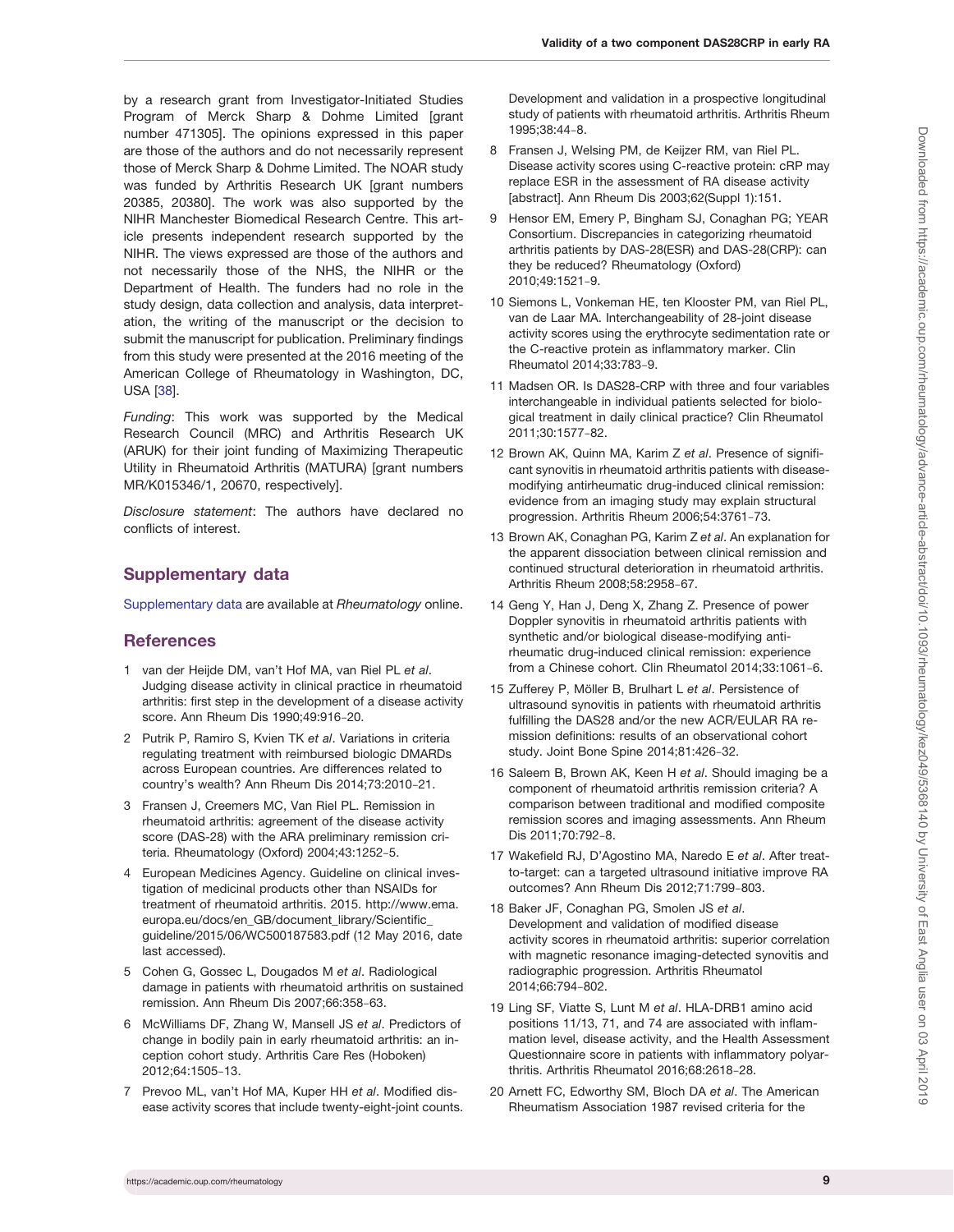by a research grant from Investigator-Initiated Studies Program of Merck Sharp & Dohme Limited [grant number 471305]. The opinions expressed in this paper are those of the authors and do not necessarily represent those of Merck Sharp & Dohme Limited. The NOAR study was funded by Arthritis Research UK [grant numbers 20385, 20380]. The work was also supported by the NIHR Manchester Biomedical Research Centre. This article presents independent research supported by the NIHR. The views expressed are those of the authors and not necessarily those of the NHS, the NIHR or the Department of Health. The funders had no role in the study design, data collection and analysis, data interpretation, the writing of the manuscript or the decision to submit the manuscript for publication. Preliminary findings from this study were presented at the 2016 meeting of the American College of Rheumatology in Washington, DC, USA [38].

*Funding*: This work was supported by the Medical Research Council (MRC) and Arthritis Research UK (ARUK) for their joint funding of Maximizing Therapeutic Utility in Rheumatoid Arthritis (MATURA) [grant numbers MR/K015346/1, 20670, respectively].

*Disclosure statement*: The authors have declared no conflicts of interest.

## Supplementary data

Supplementary data are available at *Rheumatology* online.

## References

1. van der Heijde DM, van't Hof MA, van Riel PL *et al*. Judging disease activity in clinical practice in rheumatoid arthritis: first step in the development of a disease activity score. Ann Rheum Dis 1990;49:916–20.
2. Putrik P, Ramiro S, Kvien TK *et al*. Variations in criteria regulating treatment with reimbursed biologic DMARDs across European countries. Are differences related to country's wealth? Ann Rheum Dis 2014;73:2010–21.
3. Fransen J, Creemers MC, Van Riel PL. Remission in rheumatoid arthritis: agreement of the disease activity score (DAS-28) with the ARA preliminary remission criteria. Rheumatology (Oxford) 2004;43:1252–5.
4. European Medicines Agency. Guideline on clinical investigation of medicinal products other than NSAIDs for treatment of rheumatoid arthritis. 2015. http://www.ema.europa.eu/docs/en_GB/document_library/Scientific_guideline/2015/06/WC500187583.pdf (12 May 2016, date last accessed).
5. Cohen G, Gossec L, Dougados M *et al*. Radiological damage in patients with rheumatoid arthritis on sustained remission. Ann Rheum Dis 2007;66:358–63.
6. McWilliams DF, Zhang W, Mansell JS *et al*. Predictors of change in bodily pain in early rheumatoid arthritis: an inception cohort study. Arthritis Care Res (Hoboken) 2012;64:1505–13.
7. Prevoo ML, van't Hof MA, Kuper HH *et al*. Modified disease activity scores that include twenty-eight-joint counts. Development and validation in a prospective longitudinal study of patients with rheumatoid arthritis. Arthritis Rheum 1995;38:44–8.
8. Fransen J, Welsing PM, de Keijzer RM, van Riel PL. Disease activity scores using C-reactive protein: cRP may replace ESR in the assessment of RA disease activity [abstract]. Ann Rheum Dis 2003;62(Suppl 1):151.
9. Hensor EM, Emery P, Bingham SJ, Conaghan PG; YEAR Consortium. Discrepancies in categorizing rheumatoid arthritis patients by DAS-28(ESR) and DAS-28(CRP): can they be reduced? Rheumatology (Oxford) 2010;49:1521–9.
10. Siemons L, Vonkeman HE, ten Klooster PM, van Riel PL, van de Laar MA. Interchangeability of 28-joint disease activity scores using the erythrocyte sedimentation rate or the C-reactive protein as inflammatory marker. Clin Rheumatol 2014;33:783–9.
11. Madsen OR. Is DAS28-CRP with three and four variables interchangeable in individual patients selected for biological treatment in daily clinical practice? Clin Rheumatol 2011;30:1577–82.
12. Brown AK, Quinn MA, Karim Z *et al*. Presence of significant synovitis in rheumatoid arthritis patients with disease-modifying antirheumatic drug-induced clinical remission: evidence from an imaging study may explain structural progression. Arthritis Rheum 2006;54:3761–73.
13. Brown AK, Conaghan PG, Karim Z *et al*. An explanation for the apparent dissociation between clinical remission and continued structural deterioration in rheumatoid arthritis. Arthritis Rheum 2008;58:2958–67.
14. Geng Y, Han J, Deng X, Zhang Z. Presence of power Doppler synovitis in rheumatoid arthritis patients with synthetic and/or biological disease-modifying antirheumatic drug-induced clinical remission: experience from a Chinese cohort. Clin Rheumatol 2014;33:1061–6.
15. Zufferey P, Möller B, Brulhart L *et al*. Persistence of ultrasound synovitis in patients with rheumatoid arthritis fulfilling the DAS28 and/or the new ACR/EULAR RA remission definitions: results of an observational cohort study. Joint Bone Spine 2014;81:426–32.
16. Saleem B, Brown AK, Keen H *et al*. Should imaging be a component of rheumatoid arthritis remission criteria? A comparison between traditional and modified composite remission scores and imaging assessments. Ann Rheum Dis 2011;70:792–8.
17. Wakefield RJ, D'Agostino MA, Naredo E *et al*. After treat-to-target: can a targeted ultrasound initiative improve RA outcomes? Ann Rheum Dis 2012;71:799–803.
18. Baker JF, Conaghan PG, Smolen JS *et al*. Development and validation of modified disease activity scores in rheumatoid arthritis: superior correlation with magnetic resonance imaging-detected synovitis and radiographic progression. Arthritis Rheumatol 2014;66:794–802.
19. Ling SF, Viatte S, Lunt M *et al*. HLA-DRB1 amino acid positions 11/13, 71, and 74 are associated with inflammation level, disease activity, and the Health Assessment Questionnaire score in patients with inflammatory polyarthritis. Arthritis Rheumatol 2016;68:2618–28.
20. Arnett FC, Edworthy SM, Bloch DA *et al*. The American Rheumatism Association 1987 revised criteria for the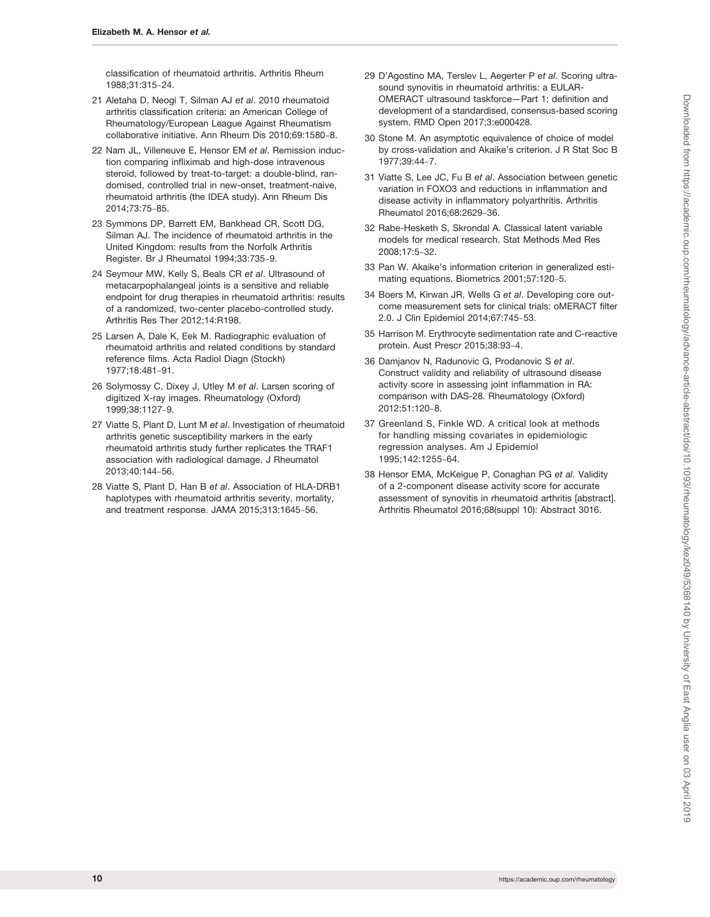classification of rheumatoid arthritis. Arthritis Rheum 1988;31:315–24.

21 Aletaha D, Neogi T, Silman AJ *et al*. 2010 rheumatoid arthritis classification criteria: an American College of Rheumatology/European League Against Rheumatism collaborative initiative. Ann Rheum Dis 2010;69:1580–8.

22 Nam JL, Villeneuve E, Hensor EM *et al*. Remission induction comparing infliximab and high-dose intravenous steroid, followed by treat-to-target: a double-blind, randomised, controlled trial in new-onset, treatment-naive, rheumatoid arthritis (the IDEA study). Ann Rheum Dis 2014;73:75–85.

23 Symmons DP, Barrett EM, Bankhead CR, Scott DG, Silman AJ. The incidence of rheumatoid arthritis in the United Kingdom: results from the Norfolk Arthritis Register. Br J Rheumatol 1994;33:735–9.

24 Seymour MW, Kelly S, Beals CR *et al*. Ultrasound of metacarpophalangeal joints is a sensitive and reliable endpoint for drug therapies in rheumatoid arthritis: results of a randomized, two-center placebo-controlled study. Arthritis Res Ther 2012;14:R198.

25 Larsen A, Dale K, Eek M. Radiographic evaluation of rheumatoid arthritis and related conditions by standard reference films. Acta Radiol Diagn (Stockh) 1977;18:481–91.

26 Solymossy C, Dixey J, Utley M *et al*. Larsen scoring of digitized X-ray images. Rheumatology (Oxford) 1999;38:1127–9.

27 Viatte S, Plant D, Lunt M *et al*. Investigation of rheumatoid arthritis genetic susceptibility markers in the early rheumatoid arthritis study further replicates the TRAF1 association with radiological damage. J Rheumatol 2013;40:144–56.

28 Viatte S, Plant D, Han B *et al*. Association of HLA-DRB1 haplotypes with rheumatoid arthritis severity, mortality, and treatment response. JAMA 2015;313:1645–56.

29 D'Agostino MA, Terslev L, Aegerter P *et al*. Scoring ultrasound synovitis in rheumatoid arthritis: a EULAR-OMERACT ultrasound taskforce—Part 1: definition and development of a standardised, consensus-based scoring system. RMD Open 2017;3:e000428.

30 Stone M. An asymptotic equivalence of choice of model by cross-validation and Akaike's criterion. J R Stat Soc B 1977;39:44–7.

31 Viatte S, Lee JC, Fu B *et al*. Association between genetic variation in FOXO3 and reductions in inflammation and disease activity in inflammatory polyarthritis. Arthritis Rheumatol 2016;68:2629–36.

32 Rabe-Hesketh S, Skrondal A. Classical latent variable models for medical research. Stat Methods Med Res 2008;17:5–32.

33 Pan W. Akaike's information criterion in generalized estimating equations. Biometrics 2001;57:120–5.

34 Boers M, Kirwan JR, Wells G *et al*. Developing core outcome measurement sets for clinical trials: oMERACT filter 2.0. J Clin Epidemiol 2014;67:745–53.

35 Harrison M. Erythrocyte sedimentation rate and C-reactive protein. Aust Prescr 2015;38:93–4.

36 Damjanov N, Radunovic G, Prodanovic S *et al*. Construct validity and reliability of ultrasound disease activity score in assessing joint inflammation in RA: comparison with DAS-28. Rheumatology (Oxford) 2012;51:120–8.

37 Greenland S, Finkle WD. A critical look at methods for handling missing covariates in epidemiologic regression analyses. Am J Epidemiol 1995;142:1255–64.

38 Hensor EMA, McKeigue P, Conaghan PG *et al*. Validity of a 2-component disease activity score for accurate assessment of synovitis in rheumatoid arthritis [abstract]. Arthritis Rheumatol 2016;68(suppl 10): Abstract 3016.